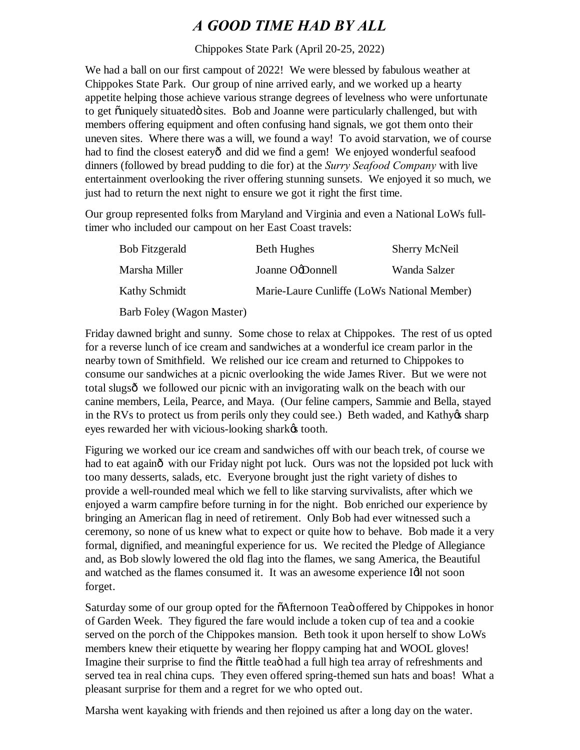# *A GOOD TIME HAD BY ALL*

Chippokes State Park (April 20-25, 2022)

We had a ball on our first campout of 2022! We were blessed by fabulous weather at Chippokes State Park. Our group of nine arrived early, and we worked up a hearty appetite helping those achieve various strange degrees of levelness who were unfortunate to get õuniquely situatedö sites. Bob and Joanne were particularly challenged, but with members offering equipment and often confusing hand signals, we got them onto their uneven sites. Where there was a will, we found a way! To avoid starvation, we of course had to find the closest eateryô and did we find a gem! We enjoyed wonderful seafood dinners (followed by bread pudding to die for) at the *Surry Seafood Company* with live entertainment overlooking the river offering stunning sunsets. We enjoyed it so much, we just had to return the next night to ensure we got it right the first time.

Our group represented folks from Maryland and Virginia and even a National LoWs full-timer who included our campout on her East Coast travels:

| | | |
|---|---|---|
| Bob Fitzgerald | Beth Hughes | Sherry McNeil |
| Marsha Miller | Joanne OøDonnell | Wanda Salzer |
| Kathy Schmidt | Marie-Laure Cunliffe (LoWs National Member) | |
| Barb Foley (Wagon Master) | | |

Friday dawned bright and sunny. Some chose to relax at Chippokes. The rest of us opted for a reverse lunch of ice cream and sandwiches at a wonderful ice cream parlor in the nearby town of Smithfield. We relished our ice cream and returned to Chippokes to consume our sandwiches at a picnic overlooking the wide James River. But we were not total slugsô we followed our picnic with an invigorating walk on the beach with our canine members, Leila, Pearce, and Maya. (Our feline campers, Sammie and Bella, stayed in the RVs to protect us from perils only they could see.) Beth waded, and Kathyøs sharp eyes rewarded her with vicious-looking sharkøs tooth.

Figuring we worked our ice cream and sandwiches off with our beach trek, of course we had to eat againô with our Friday night pot luck. Ours was not the lopsided pot luck with too many desserts, salads, etc. Everyone brought just the right variety of dishes to provide a well-rounded meal which we fell to like starving survivalists, after which we enjoyed a warm campfire before turning in for the night. Bob enriched our experience by bringing an American flag in need of retirement. Only Bob had ever witnessed such a ceremony, so none of us knew what to expect or quite how to behave. Bob made it a very formal, dignified, and meaningful experience for us. We recited the Pledge of Allegiance and, as Bob slowly lowered the old flag into the flames, we sang America, the Beautiful and watched as the flames consumed it. It was an awesome experience Iøll not soon forget.

Saturday some of our group opted for the õAfternoon Teaö offered by Chippokes in honor of Garden Week. They figured the fare would include a token cup of tea and a cookie served on the porch of the Chippokes mansion. Beth took it upon herself to show LoWs members knew their etiquette by wearing her floppy camping hat and WOOL gloves! Imagine their surprise to find the õlittle teaö had a full high tea array of refreshments and served tea in real china cups. They even offered spring-themed sun hats and boas! What a pleasant surprise for them and a regret for we who opted out.

Marsha went kayaking with friends and then rejoined us after a long day on the water.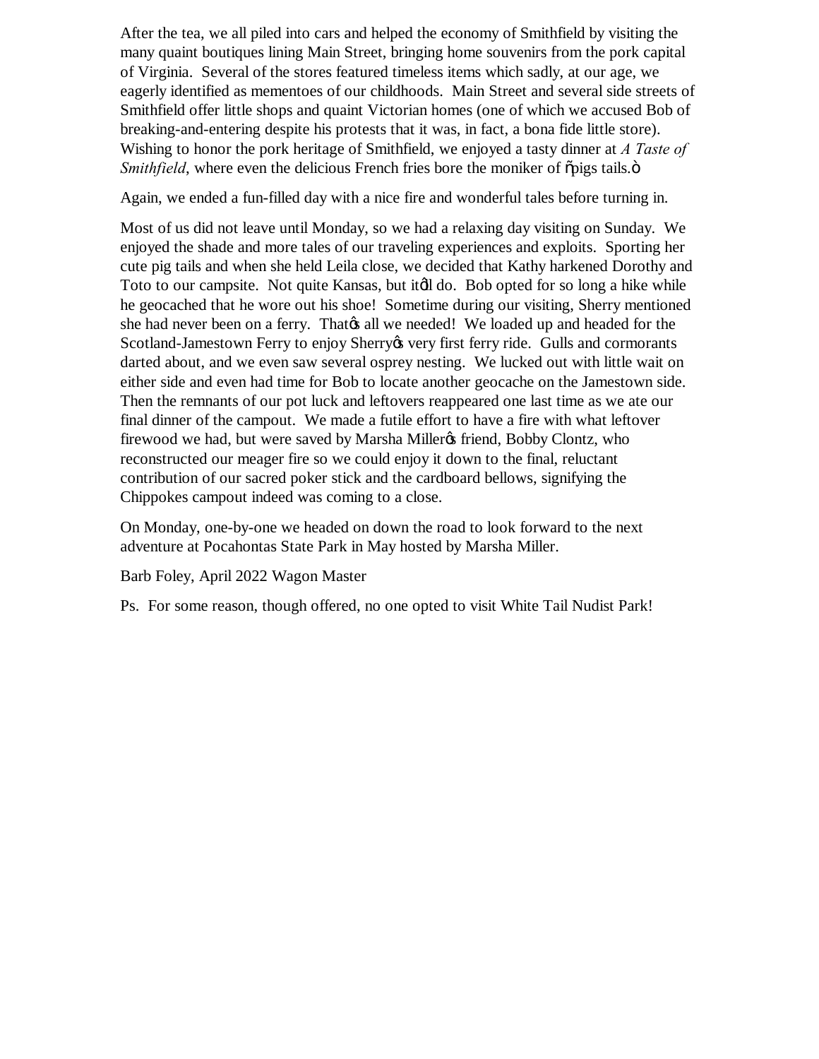After the tea, we all piled into cars and helped the economy of Smithfield by visiting the many quaint boutiques lining Main Street, bringing home souvenirs from the pork capital of Virginia. Several of the stores featured timeless items which sadly, at our age, we eagerly identified as mementoes of our childhoods. Main Street and several side streets of Smithfield offer little shops and quaint Victorian homes (one of which we accused Bob of breaking-and-entering despite his protests that it was, in fact, a bona fide little store). Wishing to honor the pork heritage of Smithfield, we enjoyed a tasty dinner at *A Taste of Smithfield*, where even the delicious French fries bore the moniker of "pigs tails."

Again, we ended a fun-filled day with a nice fire and wonderful tales before turning in.

Most of us did not leave until Monday, so we had a relaxing day visiting on Sunday. We enjoyed the shade and more tales of our traveling experiences and exploits. Sporting her cute pig tails and when she held Leila close, we decided that Kathy harkened Dorothy and Toto to our campsite. Not quite Kansas, but it'll do. Bob opted for so long a hike while he geocached that he wore out his shoe! Sometime during our visiting, Sherry mentioned she had never been on a ferry. That's all we needed! We loaded up and headed for the Scotland-Jamestown Ferry to enjoy Sherry's very first ferry ride. Gulls and cormorants darted about, and we even saw several osprey nesting. We lucked out with little wait on either side and even had time for Bob to locate another geocache on the Jamestown side. Then the remnants of our pot luck and leftovers reappeared one last time as we ate our final dinner of the campout. We made a futile effort to have a fire with what leftover firewood we had, but were saved by Marsha Miller's friend, Bobby Clontz, who reconstructed our meager fire so we could enjoy it down to the final, reluctant contribution of our sacred poker stick and the cardboard bellows, signifying the Chippokes campout indeed was coming to a close.

On Monday, one-by-one we headed on down the road to look forward to the next adventure at Pocahontas State Park in May hosted by Marsha Miller.

Barb Foley, April 2022 Wagon Master

Ps. For some reason, though offered, no one opted to visit White Tail Nudist Park!